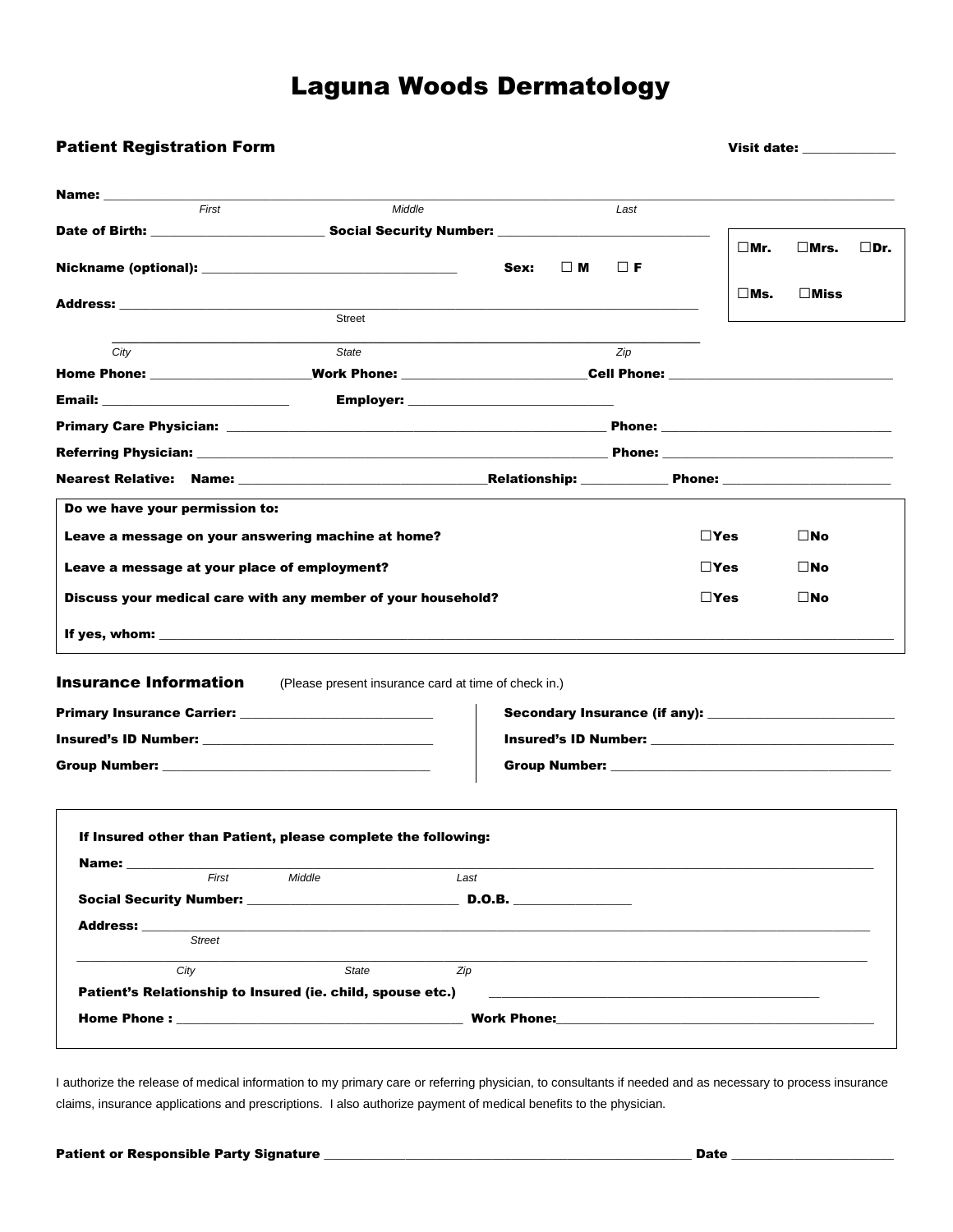# Laguna Woods Dermatology

**Patient Registration Form** **Visit date:** _____________

**Name:** ______________________________________________
*First* *Middle* *Last*

**Date of Birth:** ________________ **Social Security Number:** ____________________

☐**Mr.** ☐**Mrs.** ☐**Dr.** ☐**Ms.** ☐**Miss**

**Nickname (optional):** ____________________ **Sex:** ☐ **M** ☐ **F**

**Address:** ______________________________________________
Street

______________________________________________
*City* *State* *Zip*

**Home Phone:** ______________ **Work Phone:** ______________ **Cell Phone:** ______________

**Email:** ______________ **Employer:** ______________

**Primary Care Physician:** ______________________________ **Phone:** ______________

**Referring Physician:** ______________________________ **Phone:** ______________

**Nearest Relative: Name:** ______________ **Relationship:** ________ **Phone:** ______________

**Do we have your permission to:**

| | | |
|---|---|---|
| **Leave a message on your answering machine at home?** | ☐**Yes** | ☐**No** |
| **Leave a message at your place of employment?** | ☐**Yes** | ☐**No** |
| **Discuss your medical care with any member of your household?** | ☐**Yes** | ☐**No** |

**If yes, whom:** ______________________________________________

## Insurance Information

(Please present insurance card at time of check in.)

**Primary Insurance Carrier:** ______________________

**Insured's ID Number:** ______________________

**Group Number:** ______________________

**Secondary Insurance (if any):** ______________________

**Insured's ID Number:** ______________________

**Group Number:** ______________________

**If Insured other than Patient, please complete the following:**

**Name:** ______________________________________________
*First* *Middle* *Last*

**Social Security Number:** ______________________ **D.O.B.** ____________

**Address:** ______________________________________________
*Street*

______________________________________________
*City* *State* *Zip*

**Patient's Relationship to Insured (ie. child, spouse etc.)** ______________________

**Home Phone :** ______________________ **Work Phone:**______________________

I authorize the release of medical information to my primary care or referring physician, to consultants if needed and as necessary to process insurance claims, insurance applications and prescriptions. I also authorize payment of medical benefits to the physician.

**Patient or Responsible Party Signature** ______________________________ **Date** ______________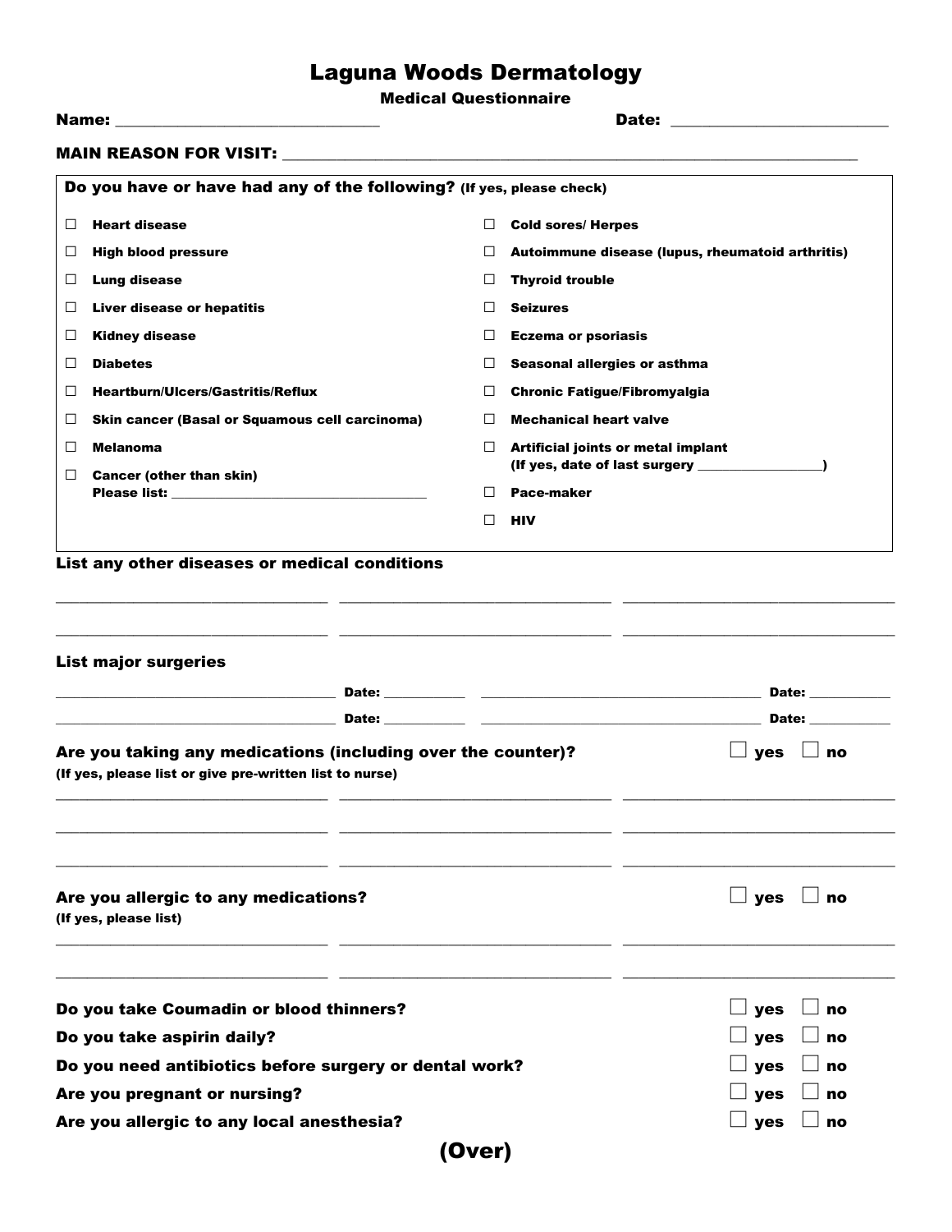# Laguna Woods Dermatology

## Medical Questionnaire

**Name:** ______________________________ **Date:** ________________________

**MAIN REASON FOR VISIT:** ______________________________________________________________

**Do you have or have had any of the following?** (If yes, please check)

- ☐ **Heart disease**
- ☐ **High blood pressure**
- ☐ **Lung disease**
- ☐ **Liver disease or hepatitis**
- ☐ **Kidney disease**
- ☐ **Diabetes**
- ☐ **Heartburn/Ulcers/Gastritis/Reflux**
- ☐ **Skin cancer (Basal or Squamous cell carcinoma)**
- ☐ **Melanoma**
- ☐ **Cancer (other than skin)**
  **Please list:** ________________________________
- ☐ **Cold sores/ Herpes**
- ☐ **Autoimmune disease (lupus, rheumatoid arthritis)**
- ☐ **Thyroid trouble**
- ☐ **Seizures**
- ☐ **Eczema or psoriasis**
- ☐ **Seasonal allergies or asthma**
- ☐ **Chronic Fatigue/Fibromyalgia**
- ☐ **Mechanical heart valve**
- ☐ **Artificial joints or metal implant**
  **(If yes, date of last surgery ________________)**
- ☐ **Pace-maker**
- ☐ **HIV**

**List any other diseases or medical conditions**

______________________________ ______________________________ ______________________________

______________________________ ______________________________ ______________________________

**List major surgeries**

______________________________ **Date:** __________ ______________________________ **Date:** __________

______________________________ **Date:** __________ ______________________________ **Date:** __________

**Are you taking any medications (including over the counter)?** ☐ **yes** ☐ **no**
(If yes, please list or give pre-written list to nurse)

______________________________ ______________________________ ______________________________

______________________________ ______________________________ ______________________________

______________________________ ______________________________ ______________________________

**Are you allergic to any medications?** ☐ **yes** ☐ **no**
(If yes, please list)

______________________________ ______________________________ ______________________________

______________________________ ______________________________ ______________________________

**Do you take Coumadin or blood thinners?** ☐ **yes** ☐ **no**

**Do you take aspirin daily?** ☐ **yes** ☐ **no**

**Do you need antibiotics before surgery or dental work?** ☐ **yes** ☐ **no**

**Are you pregnant or nursing?** ☐ **yes** ☐ **no**

**Are you allergic to any local anesthesia?** ☐ **yes** ☐ **no**

**(Over)**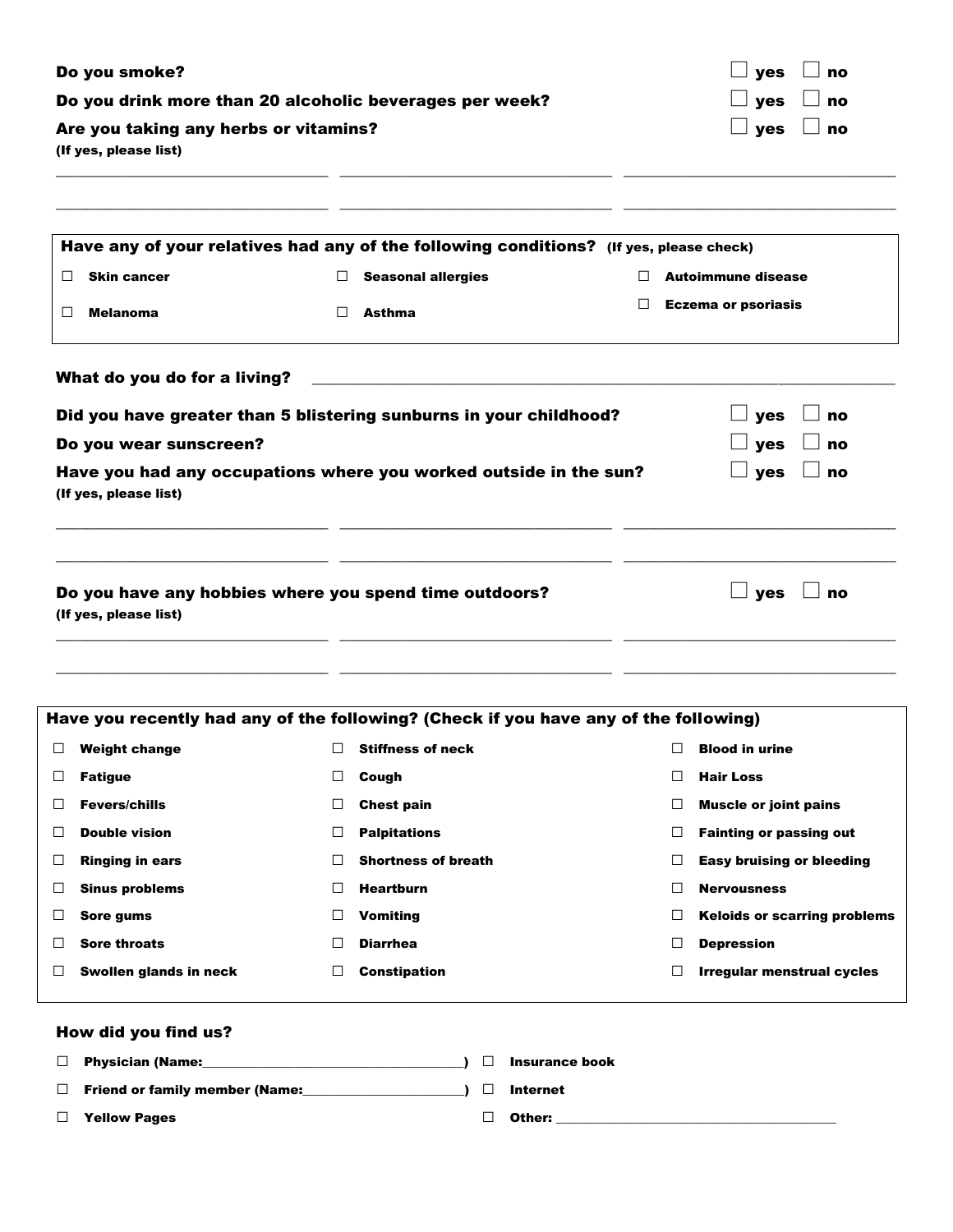**Do you smoke?** ☐ yes ☐ no

**Do you drink more than 20 alcoholic beverages per week?** ☐ yes ☐ no

**Are you taking any herbs or vitamins?** ☐ yes ☐ no

**(If yes, please list)**

\_\_\_\_\_\_\_\_\_\_\_\_\_\_\_\_\_\_\_\_\_\_\_\_\_\_\_\_\_\_ \_\_\_\_\_\_\_\_\_\_\_\_\_\_\_\_\_\_\_\_\_\_\_\_\_\_\_\_\_\_ \_\_\_\_\_\_\_\_\_\_\_\_\_\_\_\_\_\_\_\_\_\_\_\_\_\_\_\_\_\_

\_\_\_\_\_\_\_\_\_\_\_\_\_\_\_\_\_\_\_\_\_\_\_\_\_\_\_\_\_\_ \_\_\_\_\_\_\_\_\_\_\_\_\_\_\_\_\_\_\_\_\_\_\_\_\_\_\_\_\_\_ \_\_\_\_\_\_\_\_\_\_\_\_\_\_\_\_\_\_\_\_\_\_\_\_\_\_\_\_\_\_

**Have any of your relatives had any of the following conditions? (If yes, please check)**

| | | |
|---|---|---|
| ☐ **Skin cancer** | ☐ **Seasonal allergies** | ☐ **Autoimmune disease** |
| ☐ **Melanoma** | ☐ **Asthma** | ☐ **Eczema or psoriasis** |

**What do you do for a living?** \_\_\_\_\_\_\_\_\_\_\_\_\_\_\_\_\_\_\_\_\_\_\_\_\_\_\_\_\_\_\_\_\_\_\_\_\_\_\_\_\_\_\_\_\_\_\_\_

**Did you have greater than 5 blistering sunburns in your childhood?** ☐ yes ☐ no

**Do you wear sunscreen?** ☐ yes ☐ no

**Have you had any occupations where you worked outside in the sun?** ☐ yes ☐ no

**(If yes, please list)**

\_\_\_\_\_\_\_\_\_\_\_\_\_\_\_\_\_\_\_\_\_\_\_\_\_\_\_\_\_\_ \_\_\_\_\_\_\_\_\_\_\_\_\_\_\_\_\_\_\_\_\_\_\_\_\_\_\_\_\_\_ \_\_\_\_\_\_\_\_\_\_\_\_\_\_\_\_\_\_\_\_\_\_\_\_\_\_\_\_\_\_

\_\_\_\_\_\_\_\_\_\_\_\_\_\_\_\_\_\_\_\_\_\_\_\_\_\_\_\_\_\_ \_\_\_\_\_\_\_\_\_\_\_\_\_\_\_\_\_\_\_\_\_\_\_\_\_\_\_\_\_\_ \_\_\_\_\_\_\_\_\_\_\_\_\_\_\_\_\_\_\_\_\_\_\_\_\_\_\_\_\_\_

**Do you have any hobbies where you spend time outdoors?** ☐ yes ☐ no

**(If yes, please list)**

\_\_\_\_\_\_\_\_\_\_\_\_\_\_\_\_\_\_\_\_\_\_\_\_\_\_\_\_\_\_ \_\_\_\_\_\_\_\_\_\_\_\_\_\_\_\_\_\_\_\_\_\_\_\_\_\_\_\_\_\_ \_\_\_\_\_\_\_\_\_\_\_\_\_\_\_\_\_\_\_\_\_\_\_\_\_\_\_\_\_\_

\_\_\_\_\_\_\_\_\_\_\_\_\_\_\_\_\_\_\_\_\_\_\_\_\_\_\_\_\_\_ \_\_\_\_\_\_\_\_\_\_\_\_\_\_\_\_\_\_\_\_\_\_\_\_\_\_\_\_\_\_ \_\_\_\_\_\_\_\_\_\_\_\_\_\_\_\_\_\_\_\_\_\_\_\_\_\_\_\_\_\_

**Have you recently had any of the following? (Check if you have any of the following)**

| | | |
|---|---|---|
| ☐ **Weight change** | ☐ **Stiffness of neck** | ☐ **Blood in urine** |
| ☐ **Fatigue** | ☐ **Cough** | ☐ **Hair Loss** |
| ☐ **Fevers/chills** | ☐ **Chest pain** | ☐ **Muscle or joint pains** |
| ☐ **Double vision** | ☐ **Palpitations** | ☐ **Fainting or passing out** |
| ☐ **Ringing in ears** | ☐ **Shortness of breath** | ☐ **Easy bruising or bleeding** |
| ☐ **Sinus problems** | ☐ **Heartburn** | ☐ **Nervousness** |
| ☐ **Sore gums** | ☐ **Vomiting** | ☐ **Keloids or scarring problems** |
| ☐ **Sore throats** | ☐ **Diarrhea** | ☐ **Depression** |
| ☐ **Swollen glands in neck** | ☐ **Constipation** | ☐ **Irregular menstrual cycles** |

**How did you find us?**

☐ **Physician (Name:\_\_\_\_\_\_\_\_\_\_\_\_\_\_\_\_\_\_\_\_\_\_\_\_\_\_\_\_\_\_)** ☐ **Insurance book**

☐ **Friend or family member (Name:\_\_\_\_\_\_\_\_\_\_\_\_\_\_\_\_\_\_\_\_)** ☐ **Internet**

☐ **Yellow Pages** ☐ **Other:** \_\_\_\_\_\_\_\_\_\_\_\_\_\_\_\_\_\_\_\_\_\_\_\_\_\_\_\_\_\_\_\_\_\_\_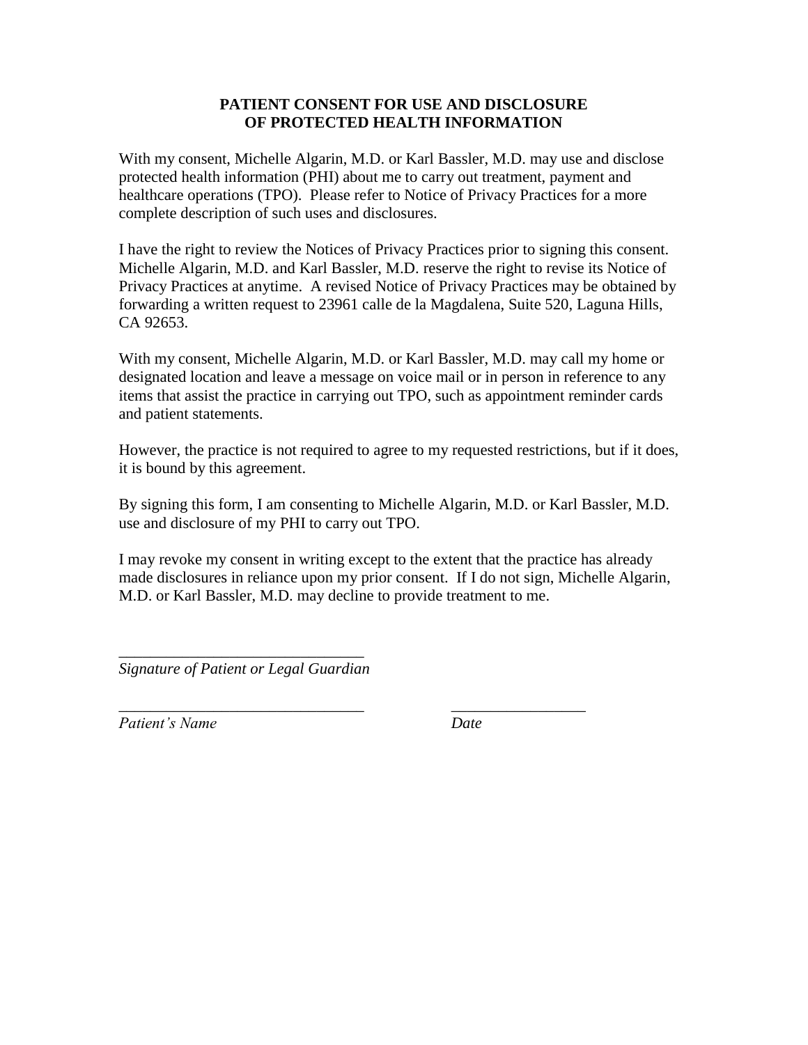**PATIENT CONSENT FOR USE AND DISCLOSURE OF PROTECTED HEALTH INFORMATION**

With my consent, Michelle Algarin, M.D. or Karl Bassler, M.D. may use and disclose protected health information (PHI) about me to carry out treatment, payment and healthcare operations (TPO). Please refer to Notice of Privacy Practices for a more complete description of such uses and disclosures.

I have the right to review the Notices of Privacy Practices prior to signing this consent. Michelle Algarin, M.D. and Karl Bassler, M.D. reserve the right to revise its Notice of Privacy Practices at anytime. A revised Notice of Privacy Practices may be obtained by forwarding a written request to 23961 calle de la Magdalena, Suite 520, Laguna Hills, CA 92653.

With my consent, Michelle Algarin, M.D. or Karl Bassler, M.D. may call my home or designated location and leave a message on voice mail or in person in reference to any items that assist the practice in carrying out TPO, such as appointment reminder cards and patient statements.

However, the practice is not required to agree to my requested restrictions, but if it does, it is bound by this agreement.

By signing this form, I am consenting to Michelle Algarin, M.D. or Karl Bassler, M.D. use and disclosure of my PHI to carry out TPO.

I may revoke my consent in writing except to the extent that the practice has already made disclosures in reliance upon my prior consent. If I do not sign, Michelle Algarin, M.D. or Karl Bassler, M.D. may decline to provide treatment to me.

_______________________________
*Signature of Patient or Legal Guardian*

_______________________________ _________________
*Patient's Name* *Date*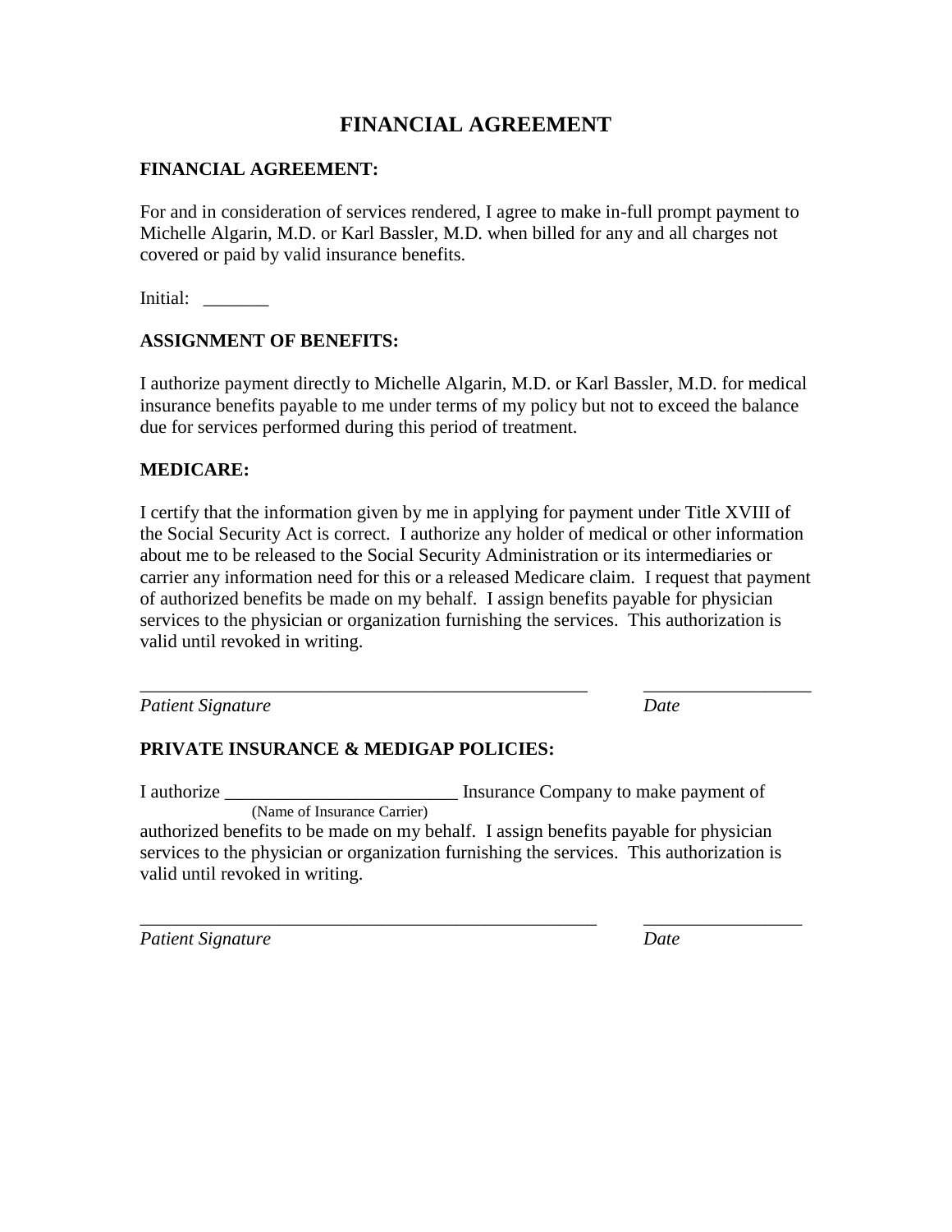# FINANCIAL AGREEMENT

**FINANCIAL AGREEMENT:**

For and in consideration of services rendered, I agree to make in-full prompt payment to Michelle Algarin, M.D. or Karl Bassler, M.D. when billed for any and all charges not covered or paid by valid insurance benefits.

Initial: _______

**ASSIGNMENT OF BENEFITS:**

I authorize payment directly to Michelle Algarin, M.D. or Karl Bassler, M.D. for medical insurance benefits payable to me under terms of my policy but not to exceed the balance due for services performed during this period of treatment.

**MEDICARE:**

I certify that the information given by me in applying for payment under Title XVIII of the Social Security Act is correct. I authorize any holder of medical or other information about me to be released to the Social Security Administration or its intermediaries or carrier any information need for this or a released Medicare claim. I request that payment of authorized benefits be made on my behalf. I assign benefits payable for physician services to the physician or organization furnishing the services. This authorization is valid until revoked in writing.

_________________________________________________ _________________

*Patient Signature* *Date*

**PRIVATE INSURANCE & MEDIGAP POLICIES:**

I authorize _________________________ Insurance Company to make payment of
(Name of Insurance Carrier)
authorized benefits to be made on my behalf. I assign benefits payable for physician services to the physician or organization furnishing the services. This authorization is valid until revoked in writing.

__________________________________________________ ________________

*Patient Signature* *Date*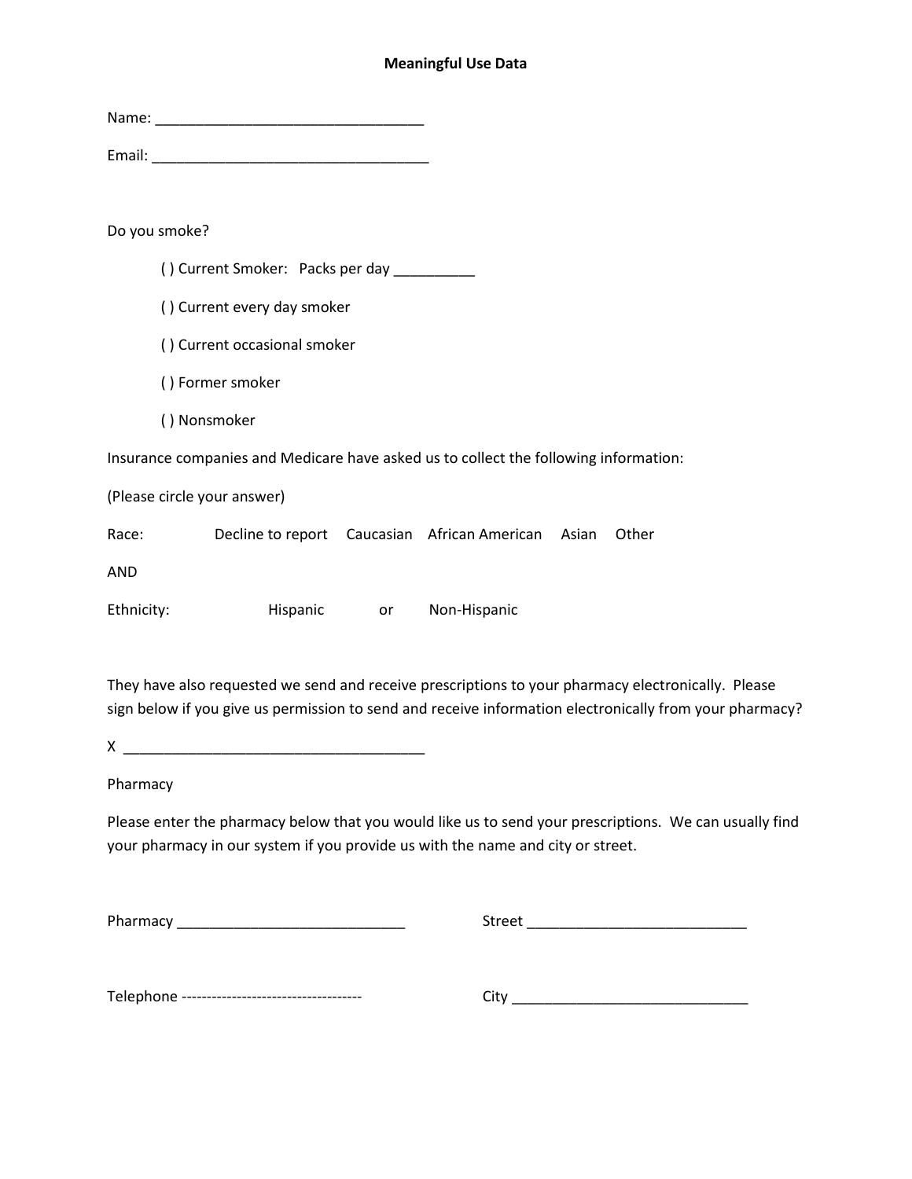# Meaningful Use Data

Name: _________________________________

Email: __________________________________

Do you smoke?

( ) Current Smoker: Packs per day __________

( ) Current every day smoker

( ) Current occasional smoker

( ) Former smoker

( ) Nonsmoker

Insurance companies and Medicare have asked us to collect the following information:

(Please circle your answer)

Race: Decline to report Caucasian African American Asian Other

AND

Ethnicity: Hispanic or Non-Hispanic

They have also requested we send and receive prescriptions to your pharmacy electronically. Please sign below if you give us permission to send and receive information electronically from your pharmacy?

X _____________________________________

Pharmacy

Please enter the pharmacy below that you would like us to send your prescriptions. We can usually find your pharmacy in our system if you provide us with the name and city or street.

Pharmacy ____________________________ Street ___________________________

Telephone ------------------------------------ City _____________________________